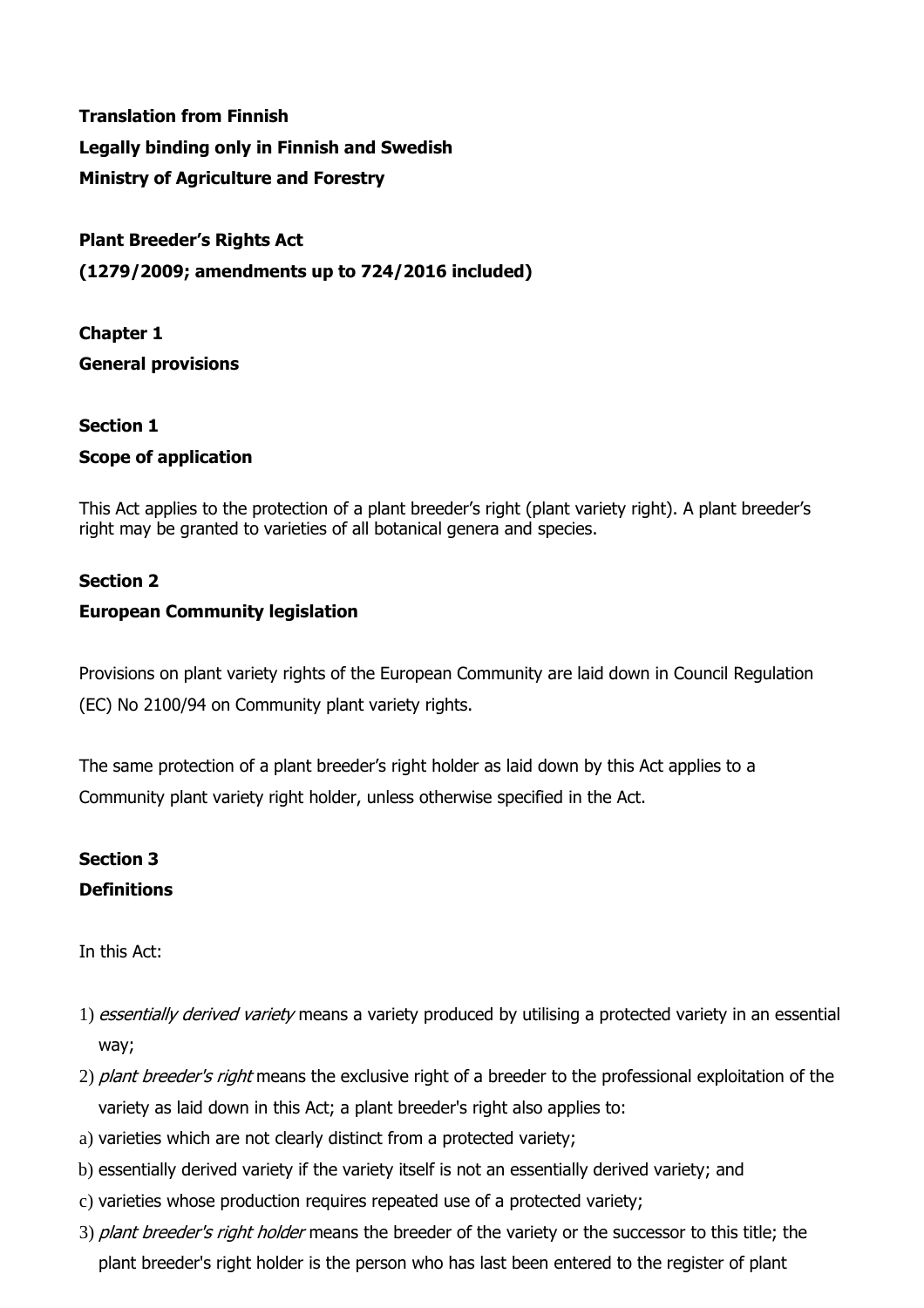**Translation from Finnish**

**Legally binding only in Finnish and Swedish**

**Ministry of Agriculture and Forestry**

# Plant Breeder's Rights Act

**(1279/2009; amendments up to 724/2016 included)**

## Chapter 1

## General provisions

### Section 1

### Scope of application

This Act applies to the protection of a plant breeder's right (plant variety right). A plant breeder's right may be granted to varieties of all botanical genera and species.

### Section 2

### European Community legislation

Provisions on plant variety rights of the European Community are laid down in Council Regulation (EC) No 2100/94 on Community plant variety rights.

The same protection of a plant breeder's right holder as laid down by this Act applies to a Community plant variety right holder, unless otherwise specified in the Act.

### Section 3

### Definitions

In this Act:

1) *essentially derived variety* means a variety produced by utilising a protected variety in an essential way;
2) *plant breeder's right* means the exclusive right of a breeder to the professional exploitation of the variety as laid down in this Act; a plant breeder's right also applies to:
   a) varieties which are not clearly distinct from a protected variety;
   b) essentially derived variety if the variety itself is not an essentially derived variety; and
   c) varieties whose production requires repeated use of a protected variety;
3) *plant breeder's right holder* means the breeder of the variety or the successor to this title; the plant breeder's right holder is the person who has last been entered to the register of plant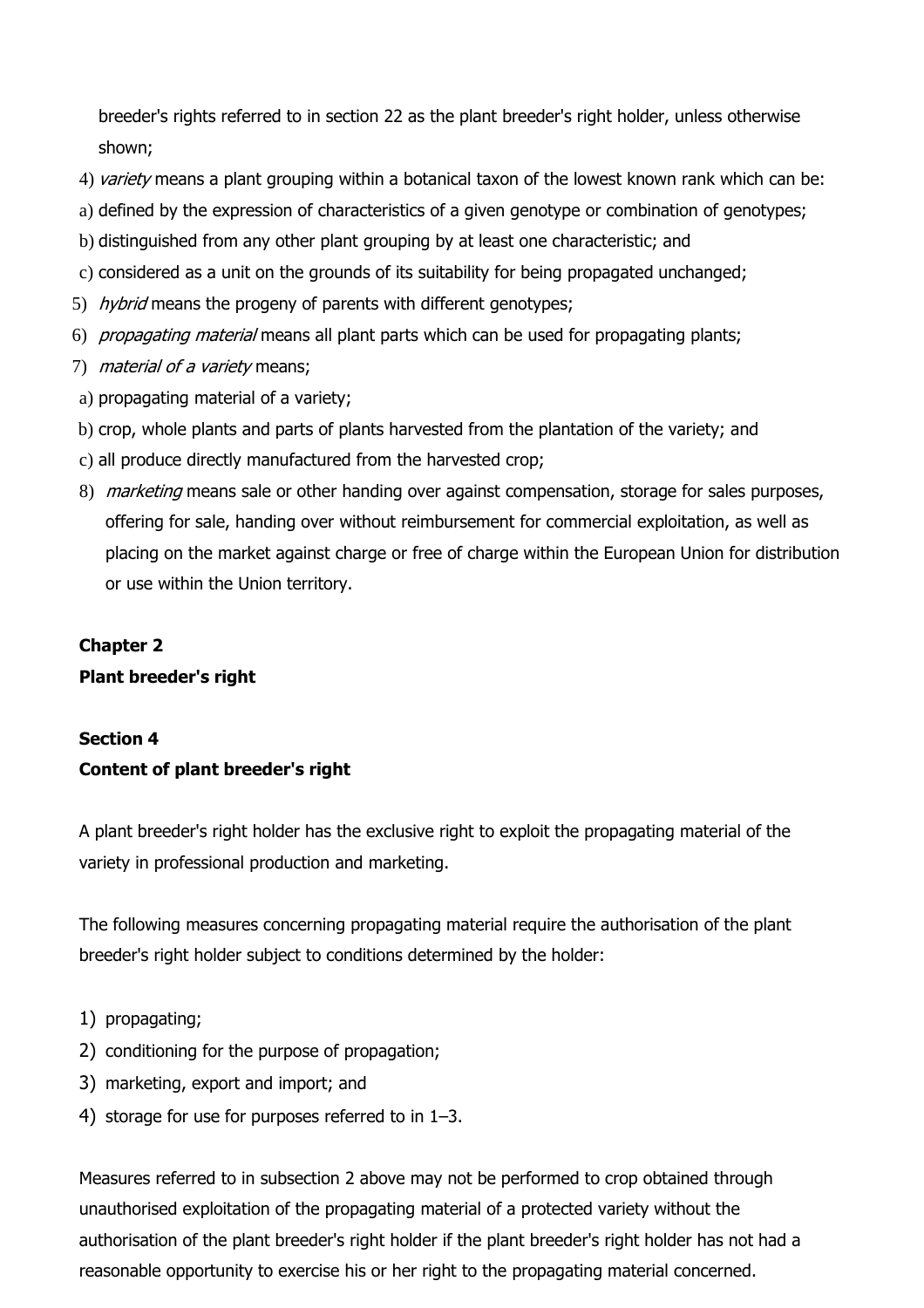breeder's rights referred to in section 22 as the plant breeder's right holder, unless otherwise shown;

4) *variety* means a plant grouping within a botanical taxon of the lowest known rank which can be:
a) defined by the expression of characteristics of a given genotype or combination of genotypes;
b) distinguished from any other plant grouping by at least one characteristic; and
c) considered as a unit on the grounds of its suitability for being propagated unchanged;
5) *hybrid* means the progeny of parents with different genotypes;
6) *propagating material* means all plant parts which can be used for propagating plants;
7) *material of a variety* means;
a) propagating material of a variety;
b) crop, whole plants and parts of plants harvested from the plantation of the variety; and
c) all produce directly manufactured from the harvested crop;
8) *marketing* means sale or other handing over against compensation, storage for sales purposes, offering for sale, handing over without reimbursement for commercial exploitation, as well as placing on the market against charge or free of charge within the European Union for distribution or use within the Union territory.

## Chapter 2
## Plant breeder's right

### Section 4
### Content of plant breeder's right

A plant breeder's right holder has the exclusive right to exploit the propagating material of the variety in professional production and marketing.

The following measures concerning propagating material require the authorisation of the plant breeder's right holder subject to conditions determined by the holder:

1) propagating;
2) conditioning for the purpose of propagation;
3) marketing, export and import; and
4) storage for use for purposes referred to in 1–3.

Measures referred to in subsection 2 above may not be performed to crop obtained through unauthorised exploitation of the propagating material of a protected variety without the authorisation of the plant breeder's right holder if the plant breeder's right holder has not had a reasonable opportunity to exercise his or her right to the propagating material concerned.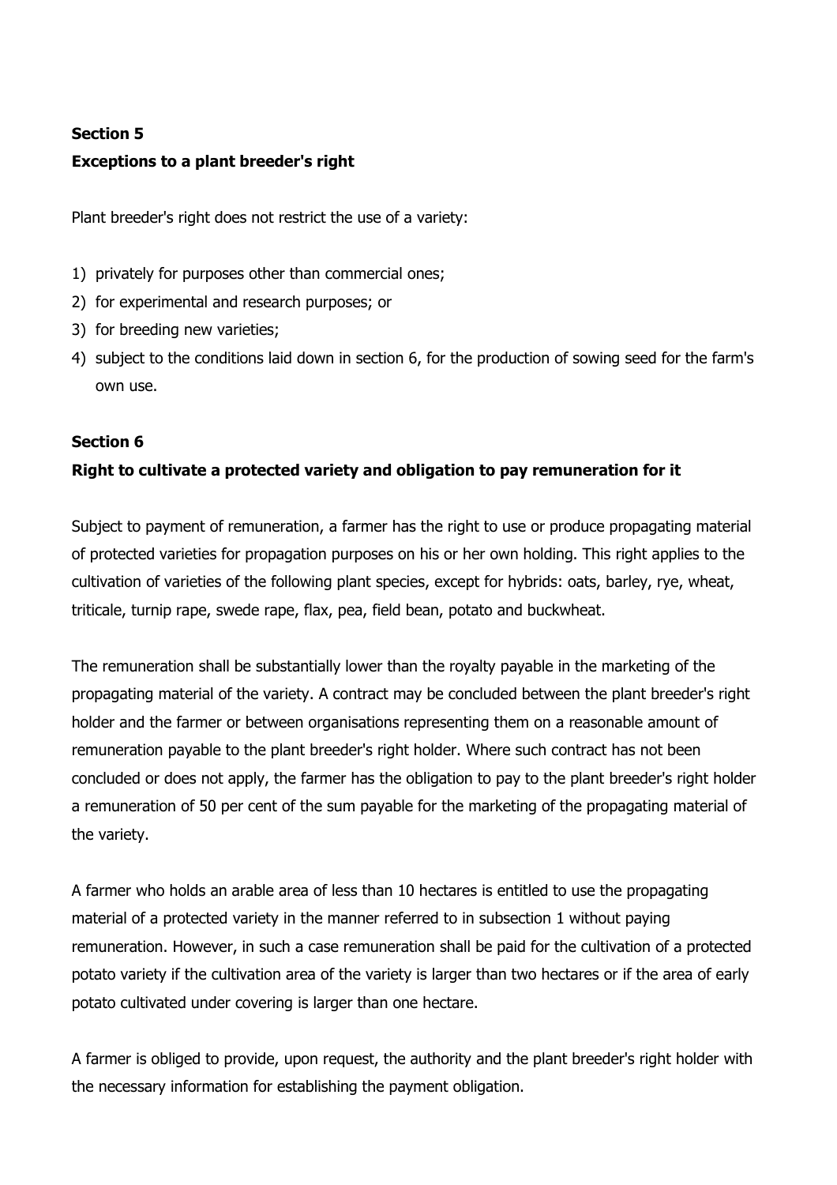**Section 5**

**Exceptions to a plant breeder's right**

Plant breeder's right does not restrict the use of a variety:

1) privately for purposes other than commercial ones;
2) for experimental and research purposes; or
3) for breeding new varieties;
4) subject to the conditions laid down in section 6, for the production of sowing seed for the farm's own use.

**Section 6**

**Right to cultivate a protected variety and obligation to pay remuneration for it**

Subject to payment of remuneration, a farmer has the right to use or produce propagating material of protected varieties for propagation purposes on his or her own holding. This right applies to the cultivation of varieties of the following plant species, except for hybrids: oats, barley, rye, wheat, triticale, turnip rape, swede rape, flax, pea, field bean, potato and buckwheat.

The remuneration shall be substantially lower than the royalty payable in the marketing of the propagating material of the variety. A contract may be concluded between the plant breeder's right holder and the farmer or between organisations representing them on a reasonable amount of remuneration payable to the plant breeder's right holder. Where such contract has not been concluded or does not apply, the farmer has the obligation to pay to the plant breeder's right holder a remuneration of 50 per cent of the sum payable for the marketing of the propagating material of the variety.

A farmer who holds an arable area of less than 10 hectares is entitled to use the propagating material of a protected variety in the manner referred to in subsection 1 without paying remuneration. However, in such a case remuneration shall be paid for the cultivation of a protected potato variety if the cultivation area of the variety is larger than two hectares or if the area of early potato cultivated under covering is larger than one hectare.

A farmer is obliged to provide, upon request, the authority and the plant breeder's right holder with the necessary information for establishing the payment obligation.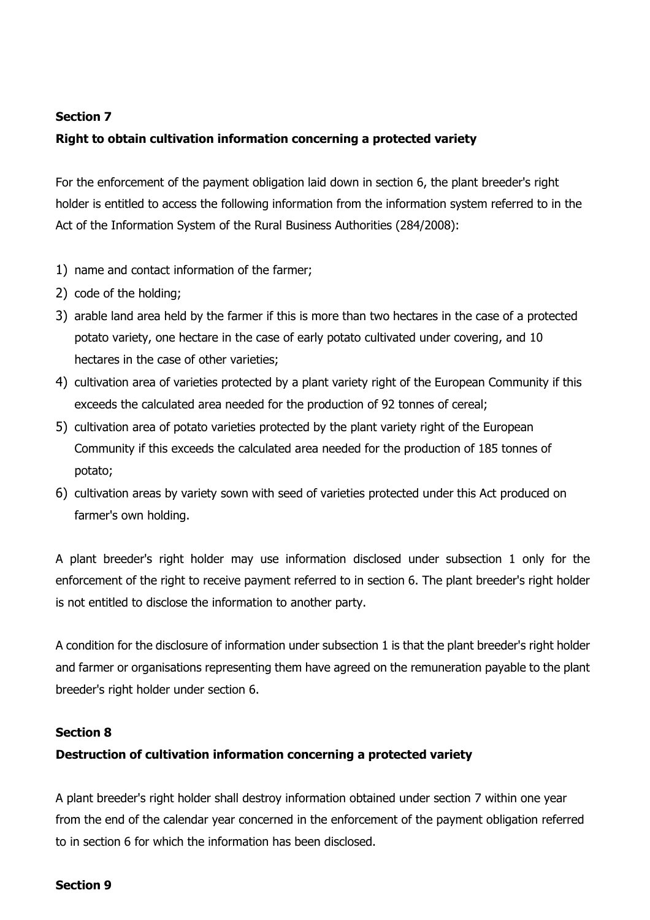**Section 7**

**Right to obtain cultivation information concerning a protected variety**

For the enforcement of the payment obligation laid down in section 6, the plant breeder's right holder is entitled to access the following information from the information system referred to in the Act of the Information System of the Rural Business Authorities (284/2008):

1) name and contact information of the farmer;
2) code of the holding;
3) arable land area held by the farmer if this is more than two hectares in the case of a protected potato variety, one hectare in the case of early potato cultivated under covering, and 10 hectares in the case of other varieties;
4) cultivation area of varieties protected by a plant variety right of the European Community if this exceeds the calculated area needed for the production of 92 tonnes of cereal;
5) cultivation area of potato varieties protected by the plant variety right of the European Community if this exceeds the calculated area needed for the production of 185 tonnes of potato;
6) cultivation areas by variety sown with seed of varieties protected under this Act produced on farmer's own holding.

A plant breeder's right holder may use information disclosed under subsection 1 only for the enforcement of the right to receive payment referred to in section 6. The plant breeder's right holder is not entitled to disclose the information to another party.

A condition for the disclosure of information under subsection 1 is that the plant breeder's right holder and farmer or organisations representing them have agreed on the remuneration payable to the plant breeder's right holder under section 6.

**Section 8**

**Destruction of cultivation information concerning a protected variety**

A plant breeder's right holder shall destroy information obtained under section 7 within one year from the end of the calendar year concerned in the enforcement of the payment obligation referred to in section 6 for which the information has been disclosed.

**Section 9**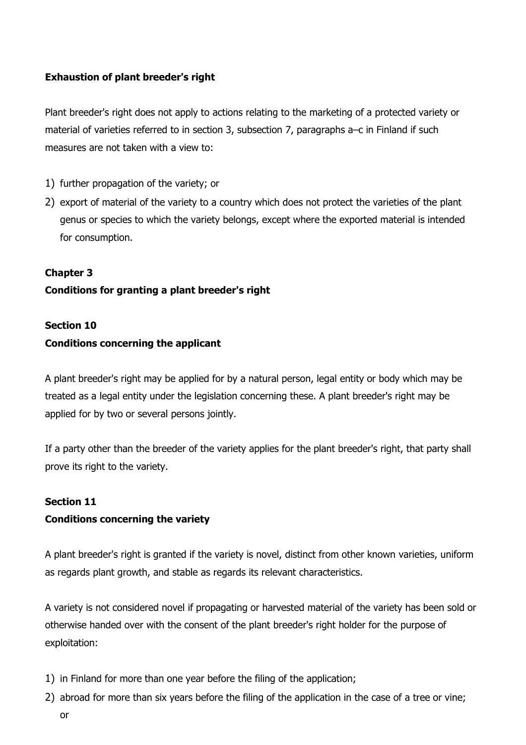**Exhaustion of plant breeder's right**

Plant breeder's right does not apply to actions relating to the marketing of a protected variety or material of varieties referred to in section 3, subsection 7, paragraphs a–c in Finland if such measures are not taken with a view to:

1) further propagation of the variety; or
2) export of material of the variety to a country which does not protect the varieties of the plant genus or species to which the variety belongs, except where the exported material is intended for consumption.

## Chapter 3
## Conditions for granting a plant breeder's right

### Section 10
### Conditions concerning the applicant

A plant breeder's right may be applied for by a natural person, legal entity or body which may be treated as a legal entity under the legislation concerning these. A plant breeder's right may be applied for by two or several persons jointly.

If a party other than the breeder of the variety applies for the plant breeder's right, that party shall prove its right to the variety.

### Section 11
### Conditions concerning the variety

A plant breeder's right is granted if the variety is novel, distinct from other known varieties, uniform as regards plant growth, and stable as regards its relevant characteristics.

A variety is not considered novel if propagating or harvested material of the variety has been sold or otherwise handed over with the consent of the plant breeder's right holder for the purpose of exploitation:

1) in Finland for more than one year before the filing of the application;
2) abroad for more than six years before the filing of the application in the case of a tree or vine; or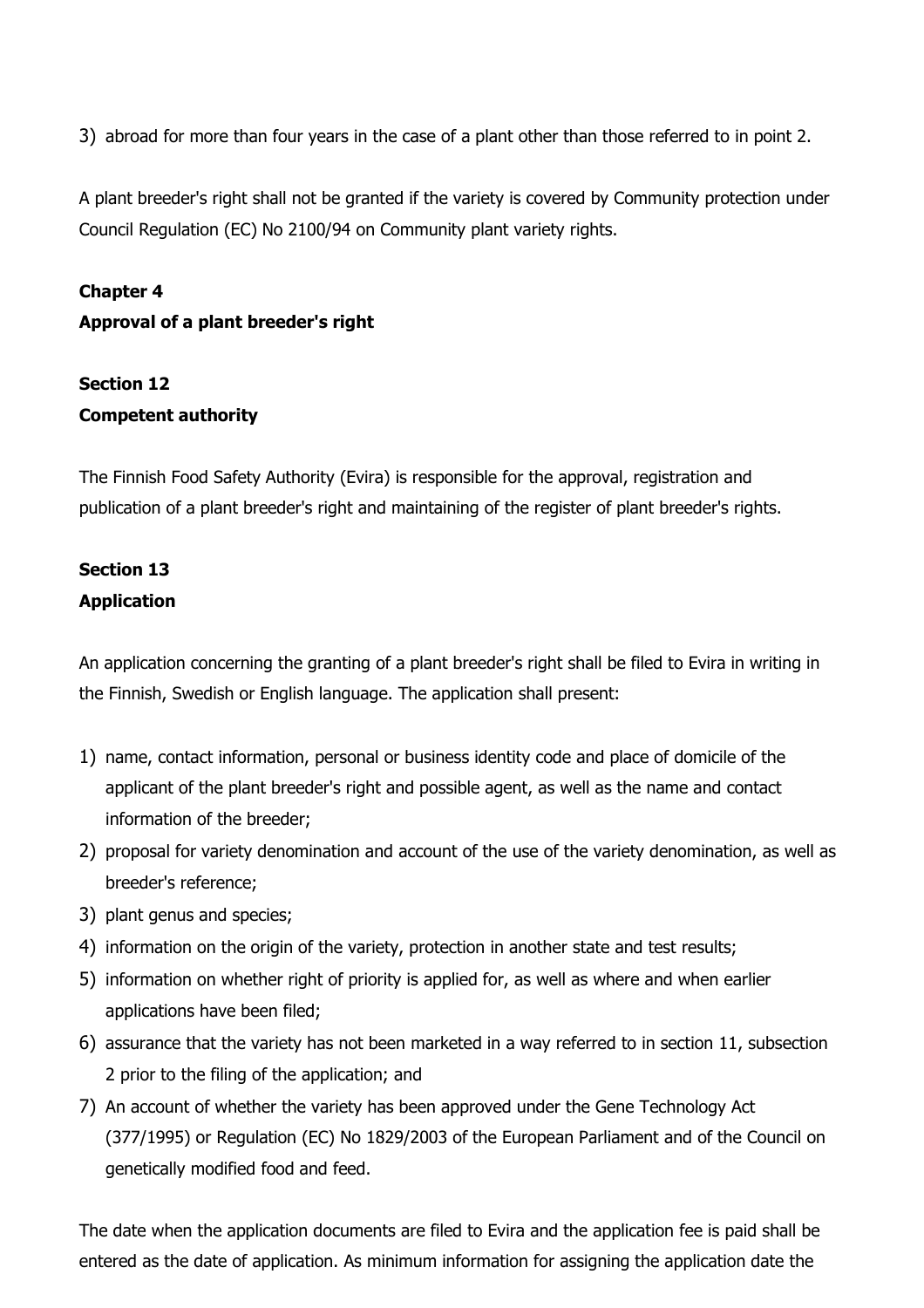3) abroad for more than four years in the case of a plant other than those referred to in point 2.

A plant breeder's right shall not be granted if the variety is covered by Community protection under Council Regulation (EC) No 2100/94 on Community plant variety rights.

## Chapter 4
## Approval of a plant breeder's right

### Section 12
### Competent authority

The Finnish Food Safety Authority (Evira) is responsible for the approval, registration and publication of a plant breeder's right and maintaining of the register of plant breeder's rights.

### Section 13
### Application

An application concerning the granting of a plant breeder's right shall be filed to Evira in writing in the Finnish, Swedish or English language. The application shall present:

1) name, contact information, personal or business identity code and place of domicile of the applicant of the plant breeder's right and possible agent, as well as the name and contact information of the breeder;
2) proposal for variety denomination and account of the use of the variety denomination, as well as breeder's reference;
3) plant genus and species;
4) information on the origin of the variety, protection in another state and test results;
5) information on whether right of priority is applied for, as well as where and when earlier applications have been filed;
6) assurance that the variety has not been marketed in a way referred to in section 11, subsection 2 prior to the filing of the application; and
7) An account of whether the variety has been approved under the Gene Technology Act (377/1995) or Regulation (EC) No 1829/2003 of the European Parliament and of the Council on genetically modified food and feed.

The date when the application documents are filed to Evira and the application fee is paid shall be entered as the date of application. As minimum information for assigning the application date the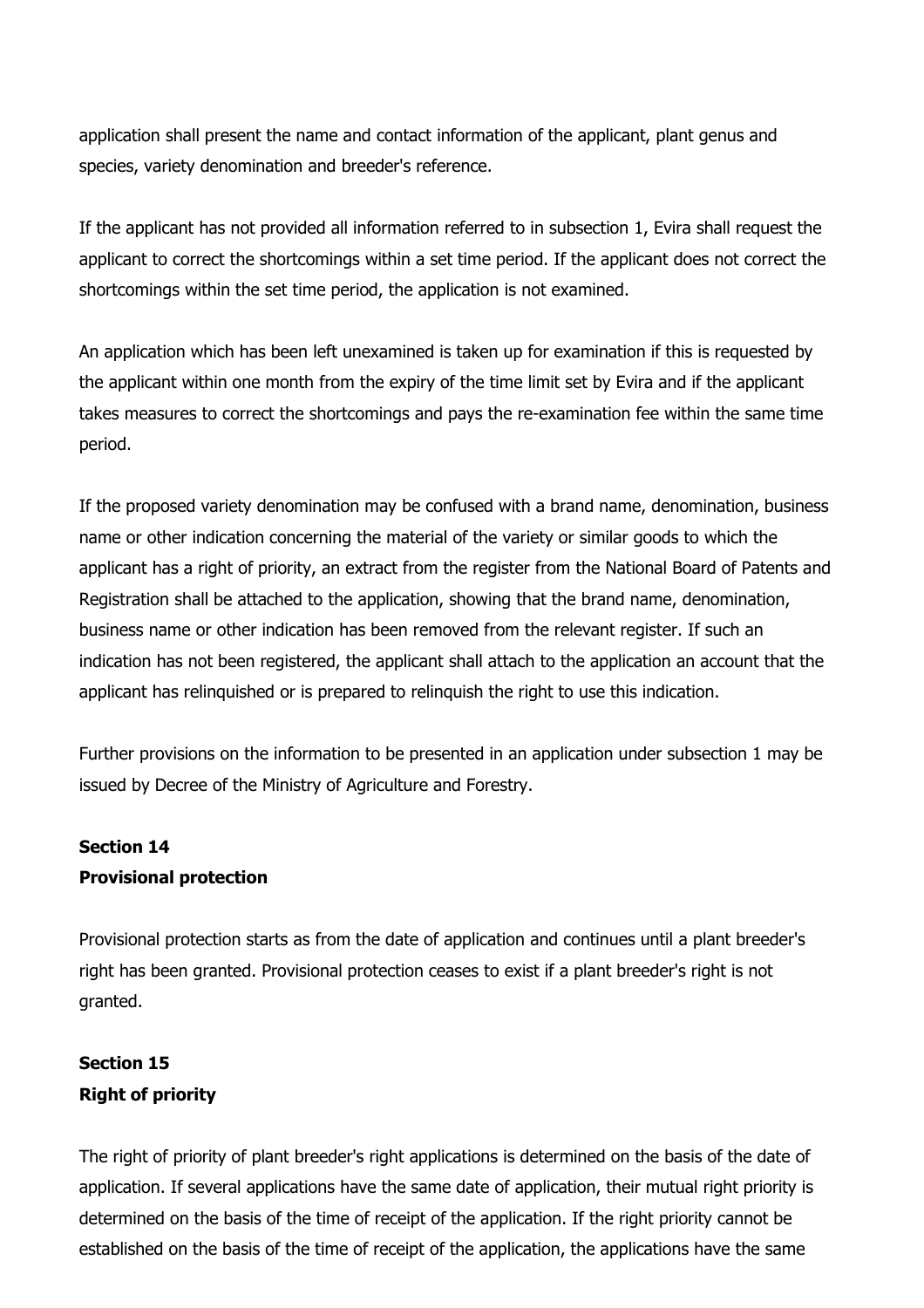application shall present the name and contact information of the applicant, plant genus and species, variety denomination and breeder's reference.

If the applicant has not provided all information referred to in subsection 1, Evira shall request the applicant to correct the shortcomings within a set time period. If the applicant does not correct the shortcomings within the set time period, the application is not examined.

An application which has been left unexamined is taken up for examination if this is requested by the applicant within one month from the expiry of the time limit set by Evira and if the applicant takes measures to correct the shortcomings and pays the re-examination fee within the same time period.

If the proposed variety denomination may be confused with a brand name, denomination, business name or other indication concerning the material of the variety or similar goods to which the applicant has a right of priority, an extract from the register from the National Board of Patents and Registration shall be attached to the application, showing that the brand name, denomination, business name or other indication has been removed from the relevant register. If such an indication has not been registered, the applicant shall attach to the application an account that the applicant has relinquished or is prepared to relinquish the right to use this indication.

Further provisions on the information to be presented in an application under subsection 1 may be issued by Decree of the Ministry of Agriculture and Forestry.

**Section 14**
**Provisional protection**

Provisional protection starts as from the date of application and continues until a plant breeder's right has been granted. Provisional protection ceases to exist if a plant breeder's right is not granted.

**Section 15**
**Right of priority**

The right of priority of plant breeder's right applications is determined on the basis of the date of application. If several applications have the same date of application, their mutual right priority is determined on the basis of the time of receipt of the application. If the right priority cannot be established on the basis of the time of receipt of the application, the applications have the same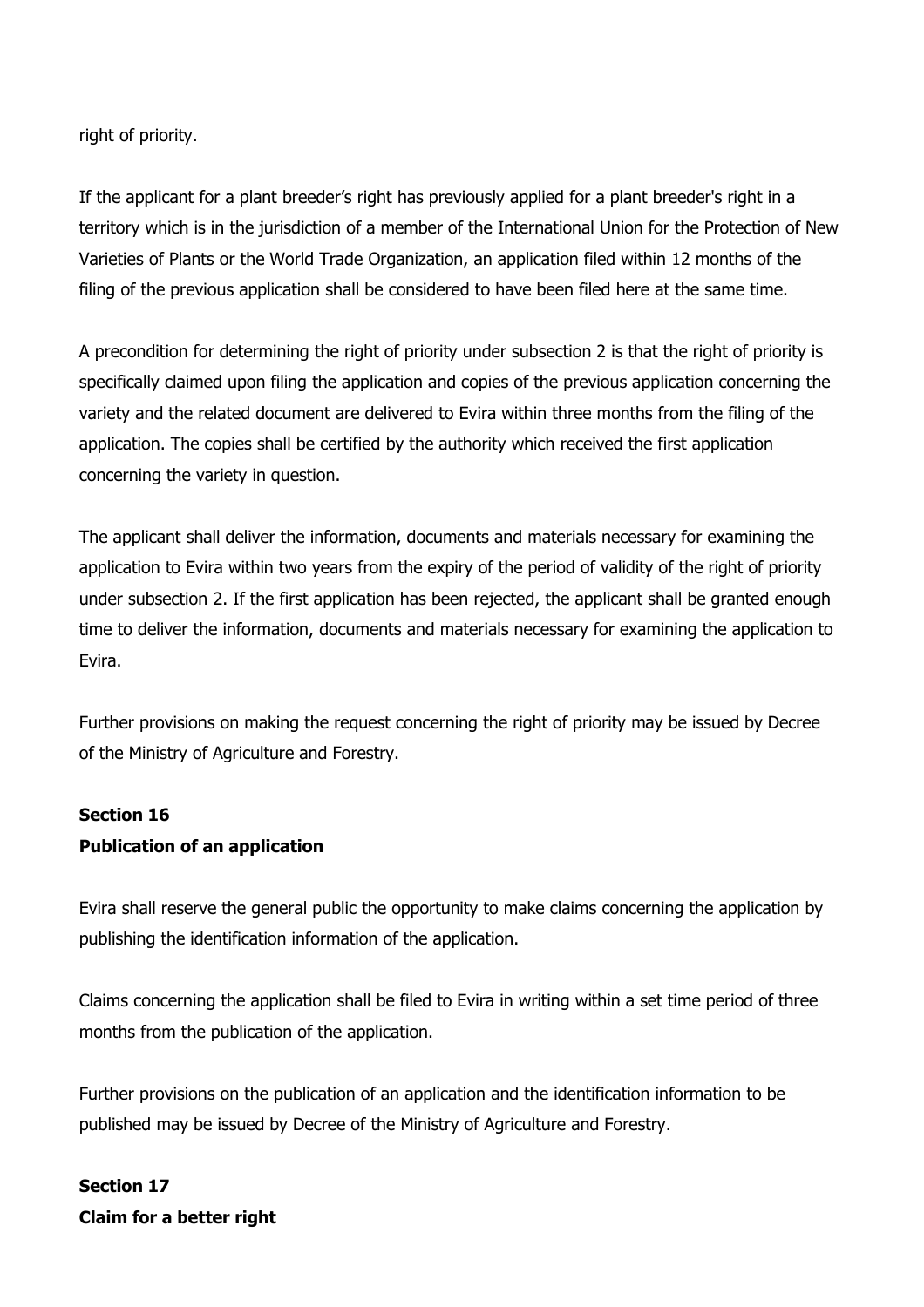right of priority.

If the applicant for a plant breeder’s right has previously applied for a plant breeder's right in a territory which is in the jurisdiction of a member of the International Union for the Protection of New Varieties of Plants or the World Trade Organization, an application filed within 12 months of the filing of the previous application shall be considered to have been filed here at the same time.

A precondition for determining the right of priority under subsection 2 is that the right of priority is specifically claimed upon filing the application and copies of the previous application concerning the variety and the related document are delivered to Evira within three months from the filing of the application. The copies shall be certified by the authority which received the first application concerning the variety in question.

The applicant shall deliver the information, documents and materials necessary for examining the application to Evira within two years from the expiry of the period of validity of the right of priority under subsection 2. If the first application has been rejected, the applicant shall be granted enough time to deliver the information, documents and materials necessary for examining the application to Evira.

Further provisions on making the request concerning the right of priority may be issued by Decree of the Ministry of Agriculture and Forestry.

**Section 16**
**Publication of an application**

Evira shall reserve the general public the opportunity to make claims concerning the application by publishing the identification information of the application.

Claims concerning the application shall be filed to Evira in writing within a set time period of three months from the publication of the application.

Further provisions on the publication of an application and the identification information to be published may be issued by Decree of the Ministry of Agriculture and Forestry.

**Section 17**
**Claim for a better right**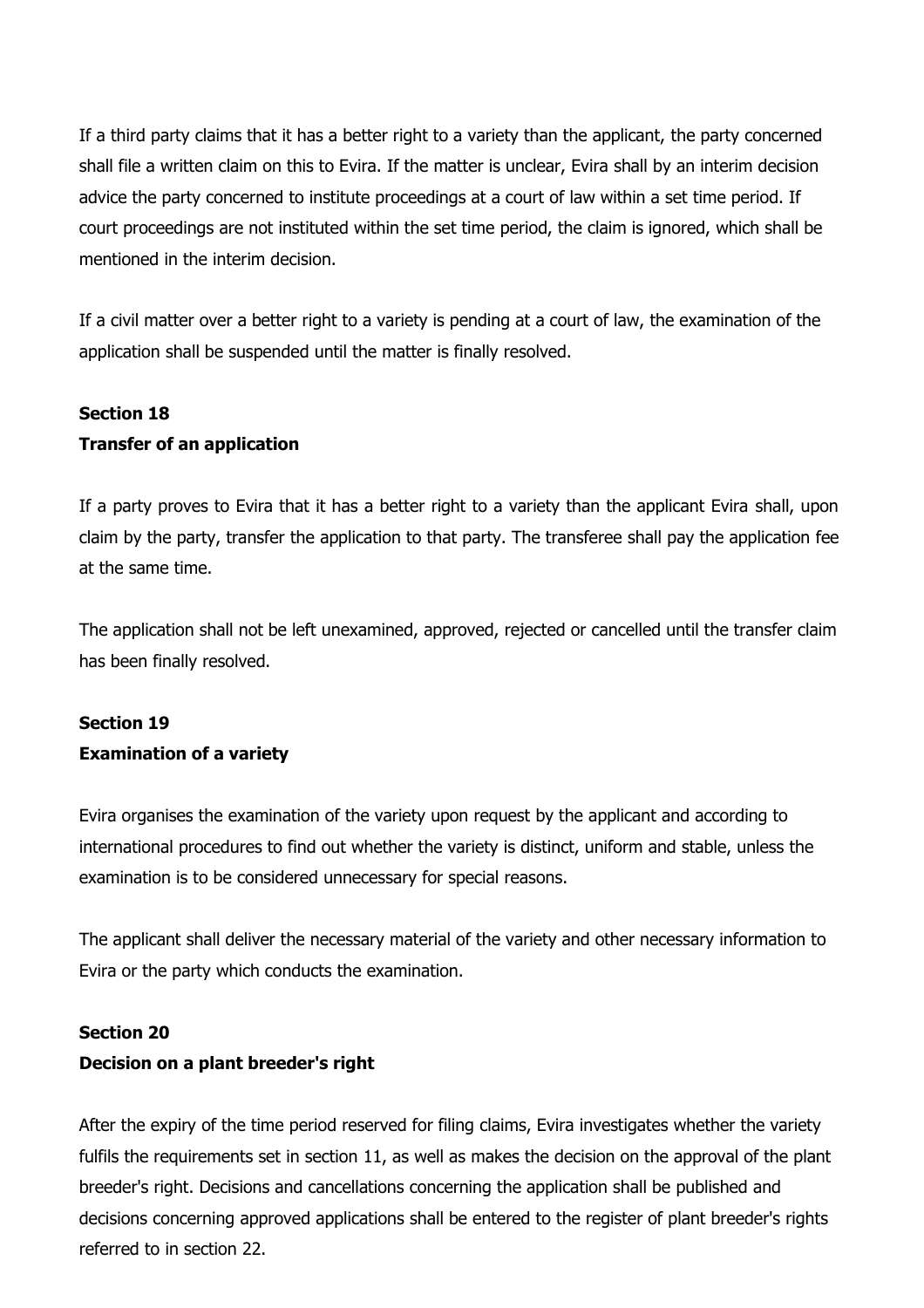If a third party claims that it has a better right to a variety than the applicant, the party concerned shall file a written claim on this to Evira. If the matter is unclear, Evira shall by an interim decision advice the party concerned to institute proceedings at a court of law within a set time period. If court proceedings are not instituted within the set time period, the claim is ignored, which shall be mentioned in the interim decision.

If a civil matter over a better right to a variety is pending at a court of law, the examination of the application shall be suspended until the matter is finally resolved.

**Section 18**
**Transfer of an application**

If a party proves to Evira that it has a better right to a variety than the applicant Evira shall, upon claim by the party, transfer the application to that party. The transferee shall pay the application fee at the same time.

The application shall not be left unexamined, approved, rejected or cancelled until the transfer claim has been finally resolved.

**Section 19**
**Examination of a variety**

Evira organises the examination of the variety upon request by the applicant and according to international procedures to find out whether the variety is distinct, uniform and stable, unless the examination is to be considered unnecessary for special reasons.

The applicant shall deliver the necessary material of the variety and other necessary information to Evira or the party which conducts the examination.

**Section 20**
**Decision on a plant breeder's right**

After the expiry of the time period reserved for filing claims, Evira investigates whether the variety fulfils the requirements set in section 11, as well as makes the decision on the approval of the plant breeder's right. Decisions and cancellations concerning the application shall be published and decisions concerning approved applications shall be entered to the register of plant breeder's rights referred to in section 22.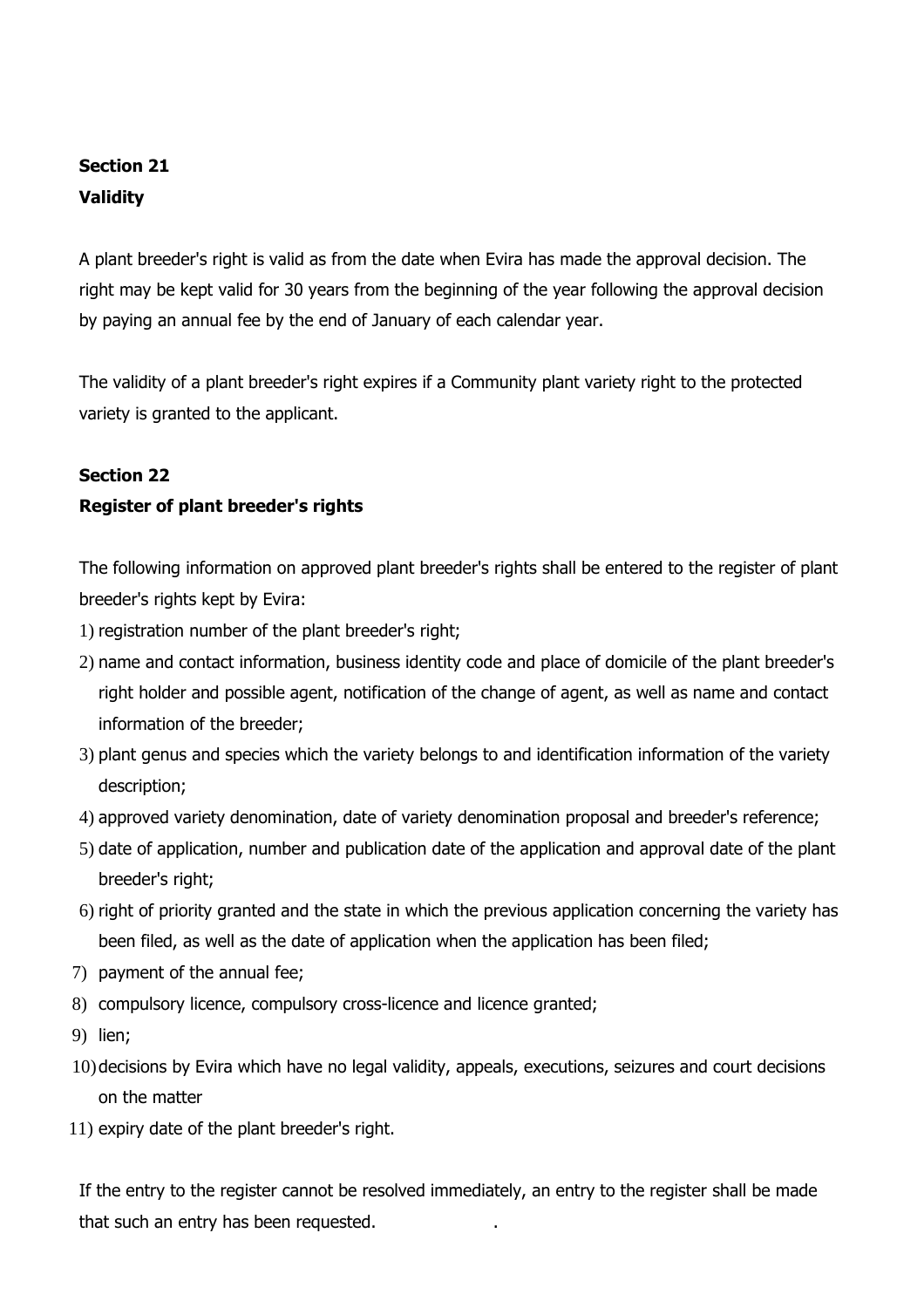## Section 21
## Validity

A plant breeder's right is valid as from the date when Evira has made the approval decision. The right may be kept valid for 30 years from the beginning of the year following the approval decision by paying an annual fee by the end of January of each calendar year.

The validity of a plant breeder's right expires if a Community plant variety right to the protected variety is granted to the applicant.

## Section 22
## Register of plant breeder's rights

The following information on approved plant breeder's rights shall be entered to the register of plant breeder's rights kept by Evira:

1) registration number of the plant breeder's right;
2) name and contact information, business identity code and place of domicile of the plant breeder's right holder and possible agent, notification of the change of agent, as well as name and contact information of the breeder;
3) plant genus and species which the variety belongs to and identification information of the variety description;
4) approved variety denomination, date of variety denomination proposal and breeder's reference;
5) date of application, number and publication date of the application and approval date of the plant breeder's right;
6) right of priority granted and the state in which the previous application concerning the variety has been filed, as well as the date of application when the application has been filed;
7) payment of the annual fee;
8) compulsory licence, compulsory cross-licence and licence granted;
9) lien;
10) decisions by Evira which have no legal validity, appeals, executions, seizures and court decisions on the matter
11) expiry date of the plant breeder's right.

If the entry to the register cannot be resolved immediately, an entry to the register shall be made that such an entry has been requested.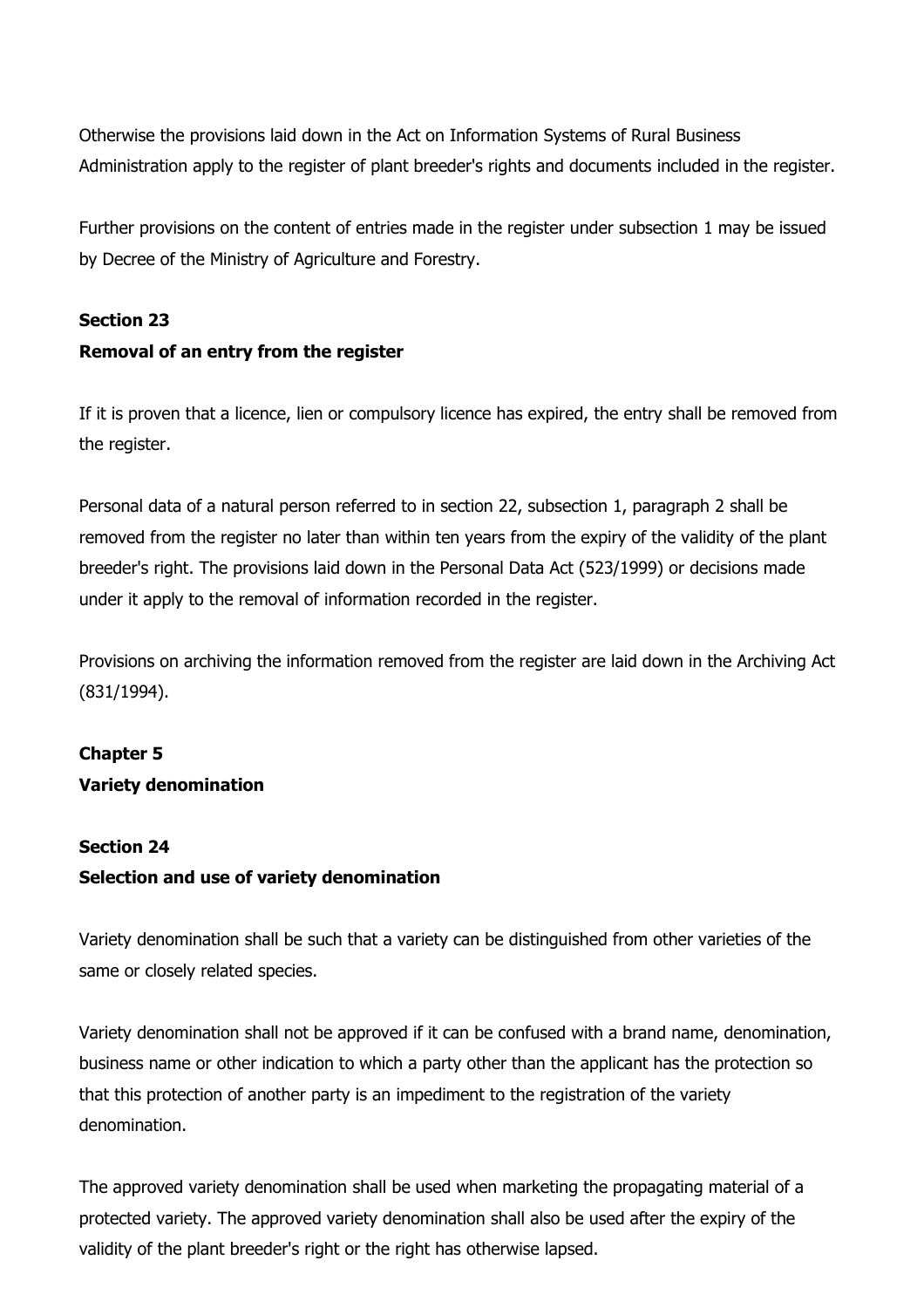Otherwise the provisions laid down in the Act on Information Systems of Rural Business Administration apply to the register of plant breeder's rights and documents included in the register.

Further provisions on the content of entries made in the register under subsection 1 may be issued by Decree of the Ministry of Agriculture and Forestry.

### Section 23

### Removal of an entry from the register

If it is proven that a licence, lien or compulsory licence has expired, the entry shall be removed from the register.

Personal data of a natural person referred to in section 22, subsection 1, paragraph 2 shall be removed from the register no later than within ten years from the expiry of the validity of the plant breeder's right. The provisions laid down in the Personal Data Act (523/1999) or decisions made under it apply to the removal of information recorded in the register.

Provisions on archiving the information removed from the register are laid down in the Archiving Act (831/1994).

## Chapter 5

## Variety denomination

### Section 24

### Selection and use of variety denomination

Variety denomination shall be such that a variety can be distinguished from other varieties of the same or closely related species.

Variety denomination shall not be approved if it can be confused with a brand name, denomination, business name or other indication to which a party other than the applicant has the protection so that this protection of another party is an impediment to the registration of the variety denomination.

The approved variety denomination shall be used when marketing the propagating material of a protected variety. The approved variety denomination shall also be used after the expiry of the validity of the plant breeder's right or the right has otherwise lapsed.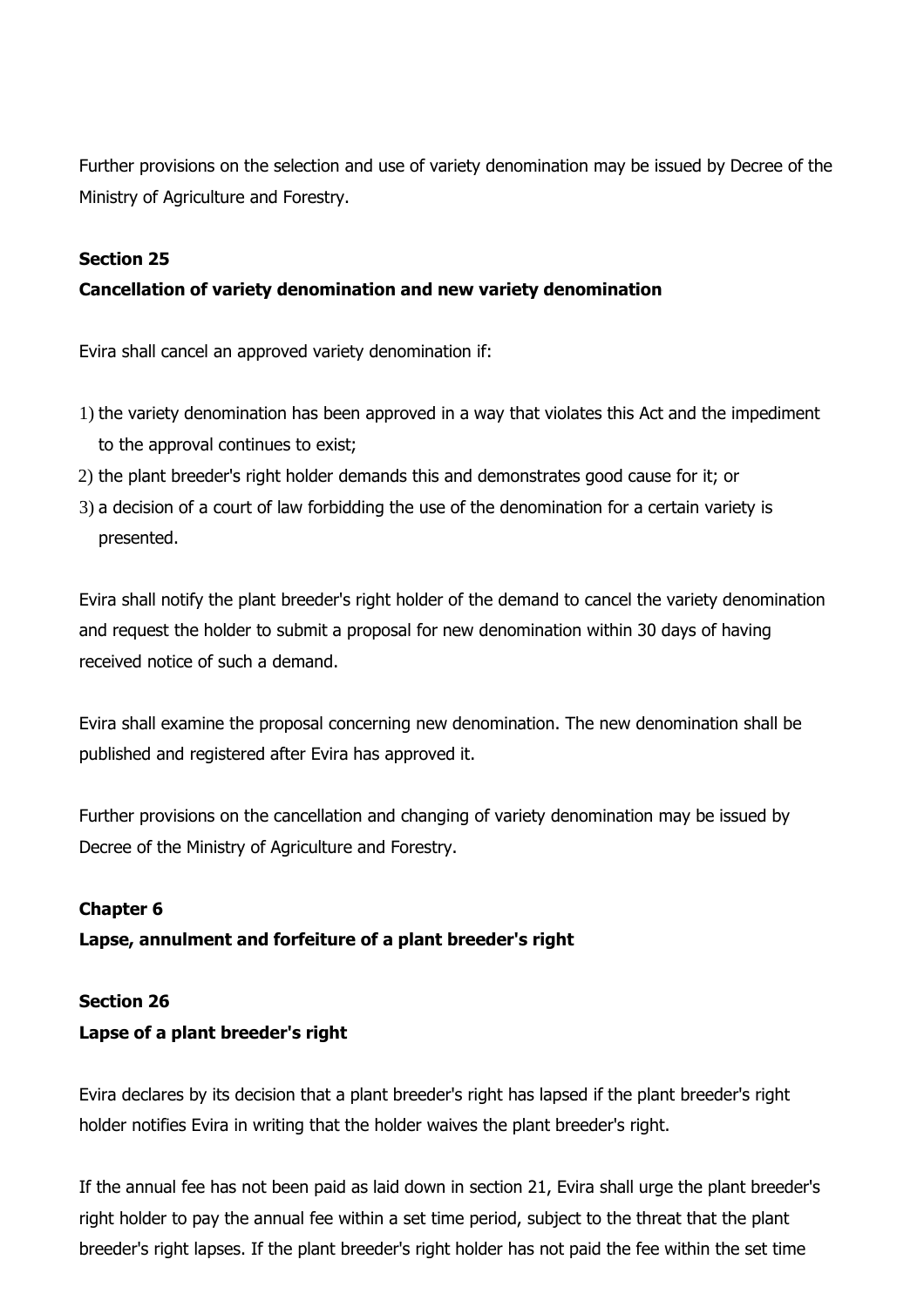Further provisions on the selection and use of variety denomination may be issued by Decree of the Ministry of Agriculture and Forestry.

**Section 25**

**Cancellation of variety denomination and new variety denomination**

Evira shall cancel an approved variety denomination if:

1) the variety denomination has been approved in a way that violates this Act and the impediment to the approval continues to exist;
2) the plant breeder's right holder demands this and demonstrates good cause for it; or
3) a decision of a court of law forbidding the use of the denomination for a certain variety is presented.

Evira shall notify the plant breeder's right holder of the demand to cancel the variety denomination and request the holder to submit a proposal for new denomination within 30 days of having received notice of such a demand.

Evira shall examine the proposal concerning new denomination. The new denomination shall be published and registered after Evira has approved it.

Further provisions on the cancellation and changing of variety denomination may be issued by Decree of the Ministry of Agriculture and Forestry.

**Chapter 6**

**Lapse, annulment and forfeiture of a plant breeder's right**

**Section 26**

**Lapse of a plant breeder's right**

Evira declares by its decision that a plant breeder's right has lapsed if the plant breeder's right holder notifies Evira in writing that the holder waives the plant breeder's right.

If the annual fee has not been paid as laid down in section 21, Evira shall urge the plant breeder's right holder to pay the annual fee within a set time period, subject to the threat that the plant breeder's right lapses. If the plant breeder's right holder has not paid the fee within the set time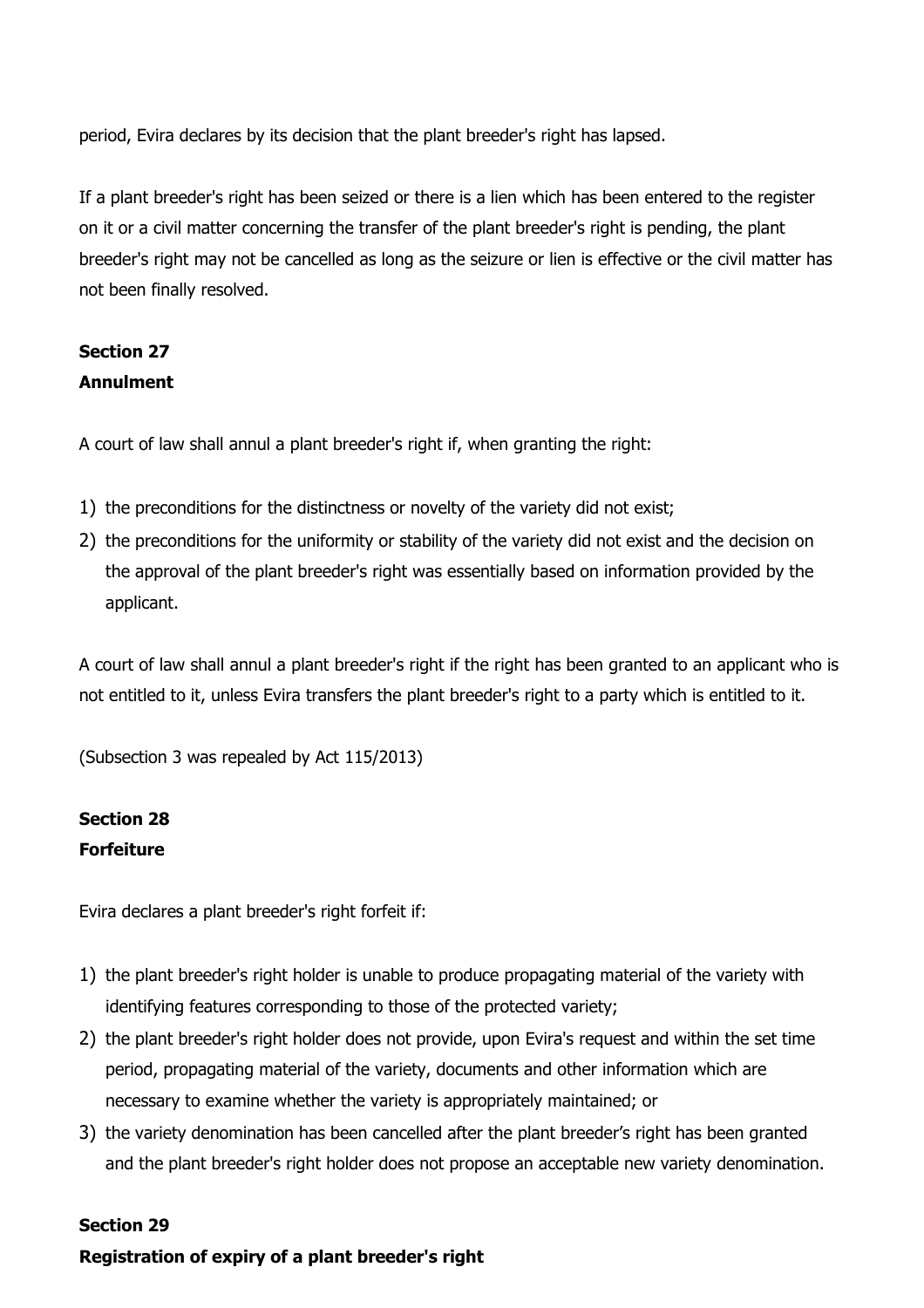period, Evira declares by its decision that the plant breeder's right has lapsed.

If a plant breeder's right has been seized or there is a lien which has been entered to the register on it or a civil matter concerning the transfer of the plant breeder's right is pending, the plant breeder's right may not be cancelled as long as the seizure or lien is effective or the civil matter has not been finally resolved.

**Section 27**
**Annulment**

A court of law shall annul a plant breeder's right if, when granting the right:

1) the preconditions for the distinctness or novelty of the variety did not exist;
2) the preconditions for the uniformity or stability of the variety did not exist and the decision on the approval of the plant breeder's right was essentially based on information provided by the applicant.

A court of law shall annul a plant breeder's right if the right has been granted to an applicant who is not entitled to it, unless Evira transfers the plant breeder's right to a party which is entitled to it.

(Subsection 3 was repealed by Act 115/2013)

**Section 28**
**Forfeiture**

Evira declares a plant breeder's right forfeit if:

1) the plant breeder's right holder is unable to produce propagating material of the variety with identifying features corresponding to those of the protected variety;
2) the plant breeder's right holder does not provide, upon Evira's request and within the set time period, propagating material of the variety, documents and other information which are necessary to examine whether the variety is appropriately maintained; or
3) the variety denomination has been cancelled after the plant breeder’s right has been granted and the plant breeder's right holder does not propose an acceptable new variety denomination.

**Section 29**
**Registration of expiry of a plant breeder's right**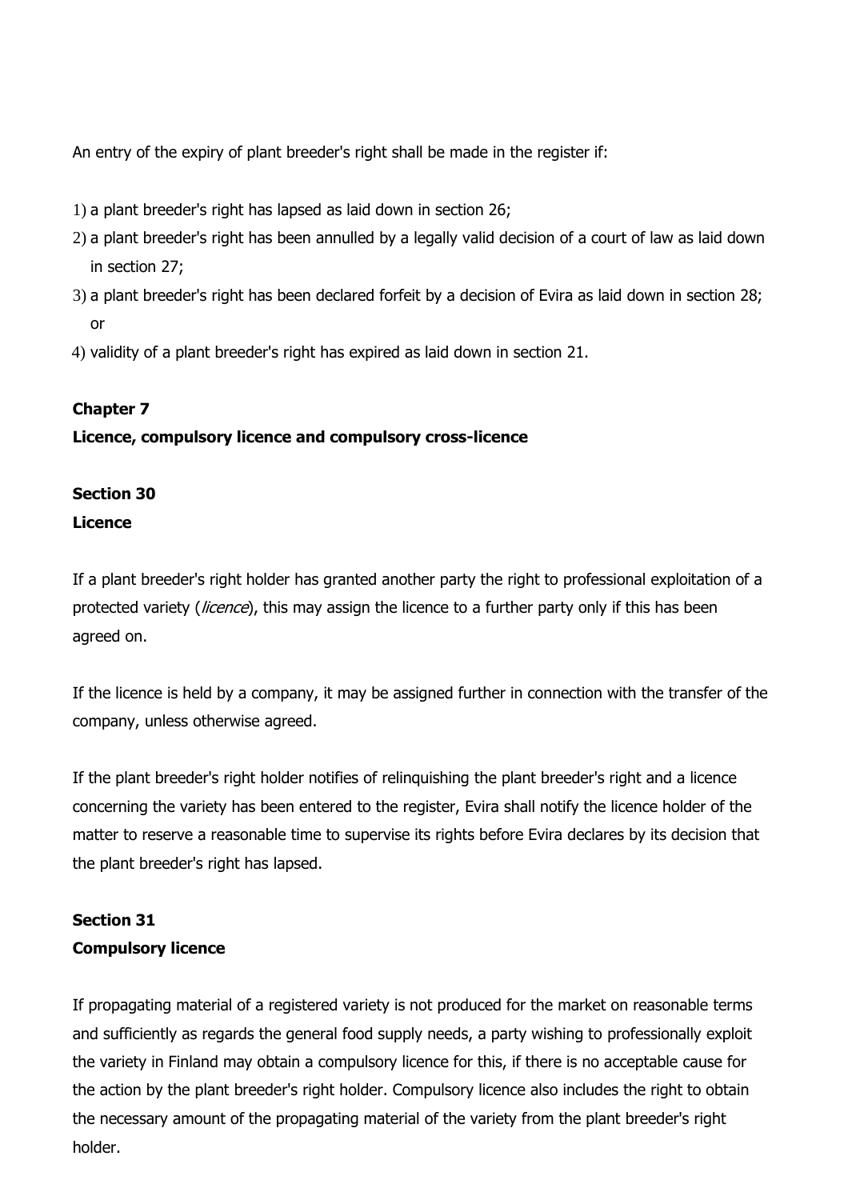An entry of the expiry of plant breeder's right shall be made in the register if:

1) a plant breeder's right has lapsed as laid down in section 26;
2) a plant breeder's right has been annulled by a legally valid decision of a court of law as laid down in section 27;
3) a plant breeder's right has been declared forfeit by a decision of Evira as laid down in section 28; or
4) validity of a plant breeder's right has expired as laid down in section 21.

**Chapter 7**

**Licence, compulsory licence and compulsory cross-licence**

**Section 30**

**Licence**

If a plant breeder's right holder has granted another party the right to professional exploitation of a protected variety (*licence*), this may assign the licence to a further party only if this has been agreed on.

If the licence is held by a company, it may be assigned further in connection with the transfer of the company, unless otherwise agreed.

If the plant breeder's right holder notifies of relinquishing the plant breeder's right and a licence concerning the variety has been entered to the register, Evira shall notify the licence holder of the matter to reserve a reasonable time to supervise its rights before Evira declares by its decision that the plant breeder's right has lapsed.

**Section 31**

**Compulsory licence**

If propagating material of a registered variety is not produced for the market on reasonable terms and sufficiently as regards the general food supply needs, a party wishing to professionally exploit the variety in Finland may obtain a compulsory licence for this, if there is no acceptable cause for the action by the plant breeder's right holder. Compulsory licence also includes the right to obtain the necessary amount of the propagating material of the variety from the plant breeder's right holder.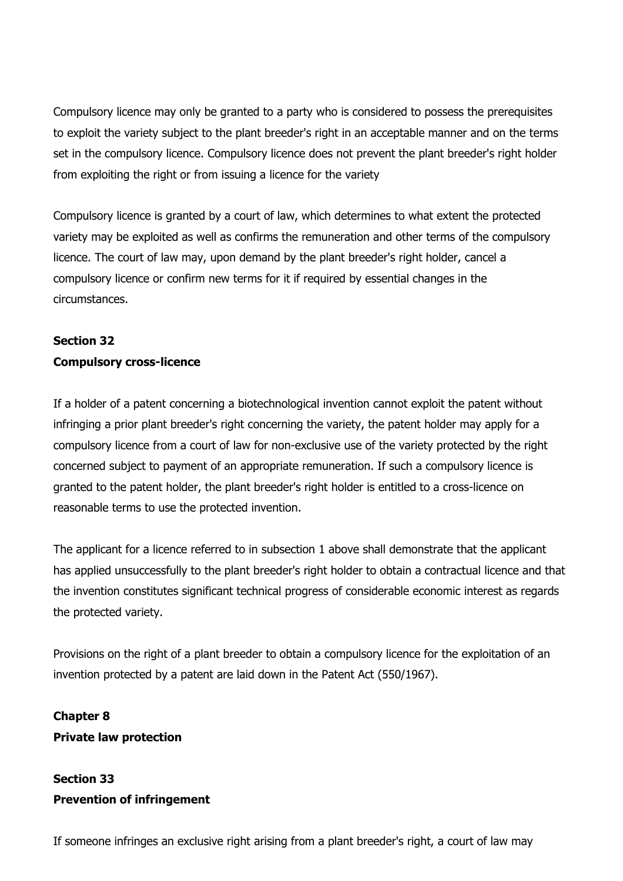Compulsory licence may only be granted to a party who is considered to possess the prerequisites to exploit the variety subject to the plant breeder's right in an acceptable manner and on the terms set in the compulsory licence. Compulsory licence does not prevent the plant breeder's right holder from exploiting the right or from issuing a licence for the variety

Compulsory licence is granted by a court of law, which determines to what extent the protected variety may be exploited as well as confirms the remuneration and other terms of the compulsory licence. The court of law may, upon demand by the plant breeder's right holder, cancel a compulsory licence or confirm new terms for it if required by essential changes in the circumstances.

**Section 32**
**Compulsory cross-licence**

If a holder of a patent concerning a biotechnological invention cannot exploit the patent without infringing a prior plant breeder's right concerning the variety, the patent holder may apply for a compulsory licence from a court of law for non-exclusive use of the variety protected by the right concerned subject to payment of an appropriate remuneration. If such a compulsory licence is granted to the patent holder, the plant breeder's right holder is entitled to a cross-licence on reasonable terms to use the protected invention.

The applicant for a licence referred to in subsection 1 above shall demonstrate that the applicant has applied unsuccessfully to the plant breeder's right holder to obtain a contractual licence and that the invention constitutes significant technical progress of considerable economic interest as regards the protected variety.

Provisions on the right of a plant breeder to obtain a compulsory licence for the exploitation of an invention protected by a patent are laid down in the Patent Act (550/1967).

**Chapter 8**
**Private law protection**

**Section 33**
**Prevention of infringement**

If someone infringes an exclusive right arising from a plant breeder's right, a court of law may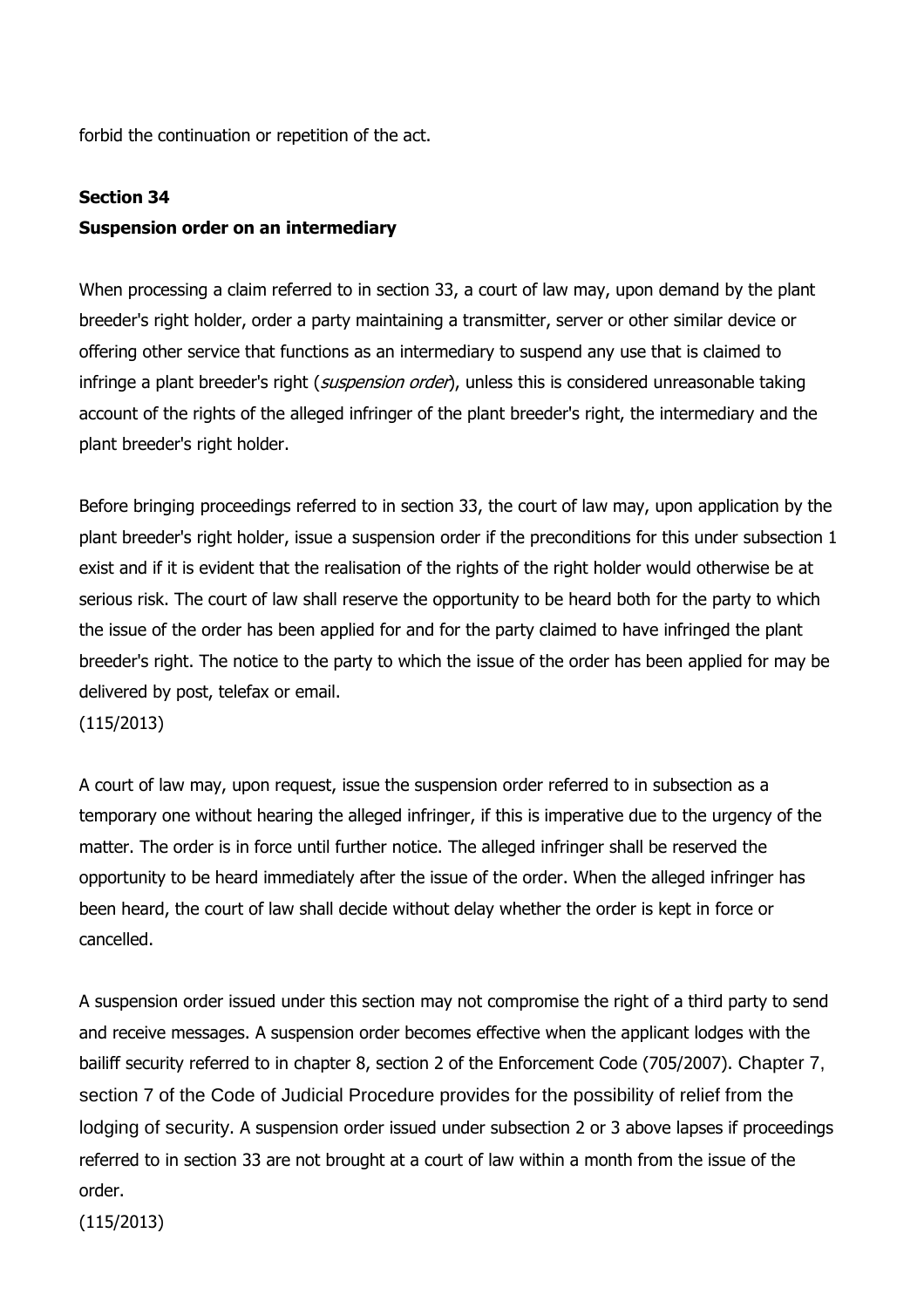forbid the continuation or repetition of the act.

### Section 34
### Suspension order on an intermediary

When processing a claim referred to in section 33, a court of law may, upon demand by the plant breeder's right holder, order a party maintaining a transmitter, server or other similar device or offering other service that functions as an intermediary to suspend any use that is claimed to infringe a plant breeder's right (*suspension order*), unless this is considered unreasonable taking account of the rights of the alleged infringer of the plant breeder's right, the intermediary and the plant breeder's right holder.

Before bringing proceedings referred to in section 33, the court of law may, upon application by the plant breeder's right holder, issue a suspension order if the preconditions for this under subsection 1 exist and if it is evident that the realisation of the rights of the right holder would otherwise be at serious risk. The court of law shall reserve the opportunity to be heard both for the party to which the issue of the order has been applied for and for the party claimed to have infringed the plant breeder's right. The notice to the party to which the issue of the order has been applied for may be delivered by post, telefax or email.
(115/2013)

A court of law may, upon request, issue the suspension order referred to in subsection as a temporary one without hearing the alleged infringer, if this is imperative due to the urgency of the matter. The order is in force until further notice. The alleged infringer shall be reserved the opportunity to be heard immediately after the issue of the order. When the alleged infringer has been heard, the court of law shall decide without delay whether the order is kept in force or cancelled.

A suspension order issued under this section may not compromise the right of a third party to send and receive messages. A suspension order becomes effective when the applicant lodges with the bailiff security referred to in chapter 8, section 2 of the Enforcement Code (705/2007). Chapter 7, section 7 of the Code of Judicial Procedure provides for the possibility of relief from the lodging of security. A suspension order issued under subsection 2 or 3 above lapses if proceedings referred to in section 33 are not brought at a court of law within a month from the issue of the order.
(115/2013)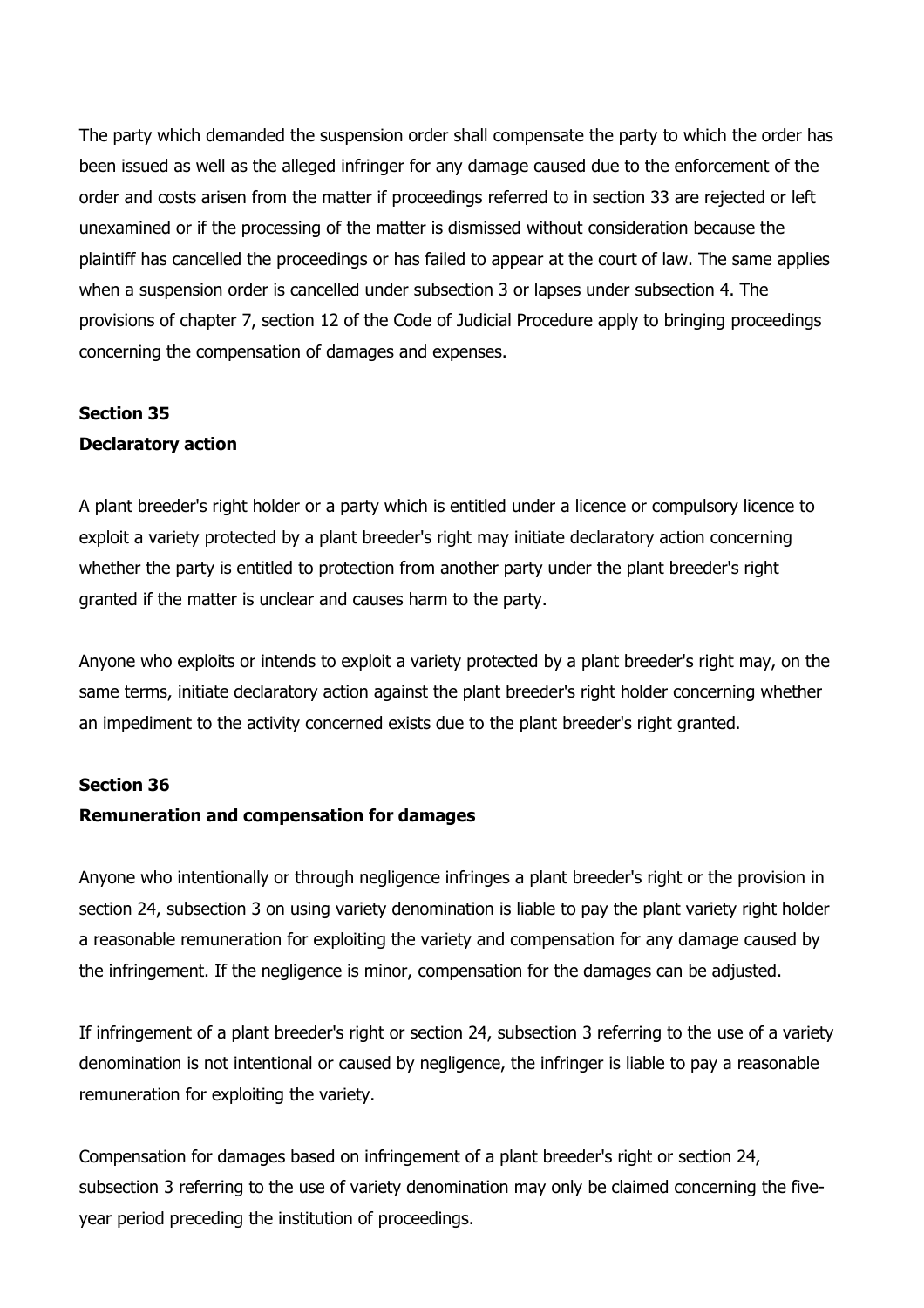The party which demanded the suspension order shall compensate the party to which the order has been issued as well as the alleged infringer for any damage caused due to the enforcement of the order and costs arisen from the matter if proceedings referred to in section 33 are rejected or left unexamined or if the processing of the matter is dismissed without consideration because the plaintiff has cancelled the proceedings or has failed to appear at the court of law. The same applies when a suspension order is cancelled under subsection 3 or lapses under subsection 4. The provisions of chapter 7, section 12 of the Code of Judicial Procedure apply to bringing proceedings concerning the compensation of damages and expenses.

**Section 35**
**Declaratory action**

A plant breeder's right holder or a party which is entitled under a licence or compulsory licence to exploit a variety protected by a plant breeder's right may initiate declaratory action concerning whether the party is entitled to protection from another party under the plant breeder's right granted if the matter is unclear and causes harm to the party.

Anyone who exploits or intends to exploit a variety protected by a plant breeder's right may, on the same terms, initiate declaratory action against the plant breeder's right holder concerning whether an impediment to the activity concerned exists due to the plant breeder's right granted.

**Section 36**
**Remuneration and compensation for damages**

Anyone who intentionally or through negligence infringes a plant breeder's right or the provision in section 24, subsection 3 on using variety denomination is liable to pay the plant variety right holder a reasonable remuneration for exploiting the variety and compensation for any damage caused by the infringement. If the negligence is minor, compensation for the damages can be adjusted.

If infringement of a plant breeder's right or section 24, subsection 3 referring to the use of a variety denomination is not intentional or caused by negligence, the infringer is liable to pay a reasonable remuneration for exploiting the variety.

Compensation for damages based on infringement of a plant breeder's right or section 24, subsection 3 referring to the use of variety denomination may only be claimed concerning the five-year period preceding the institution of proceedings.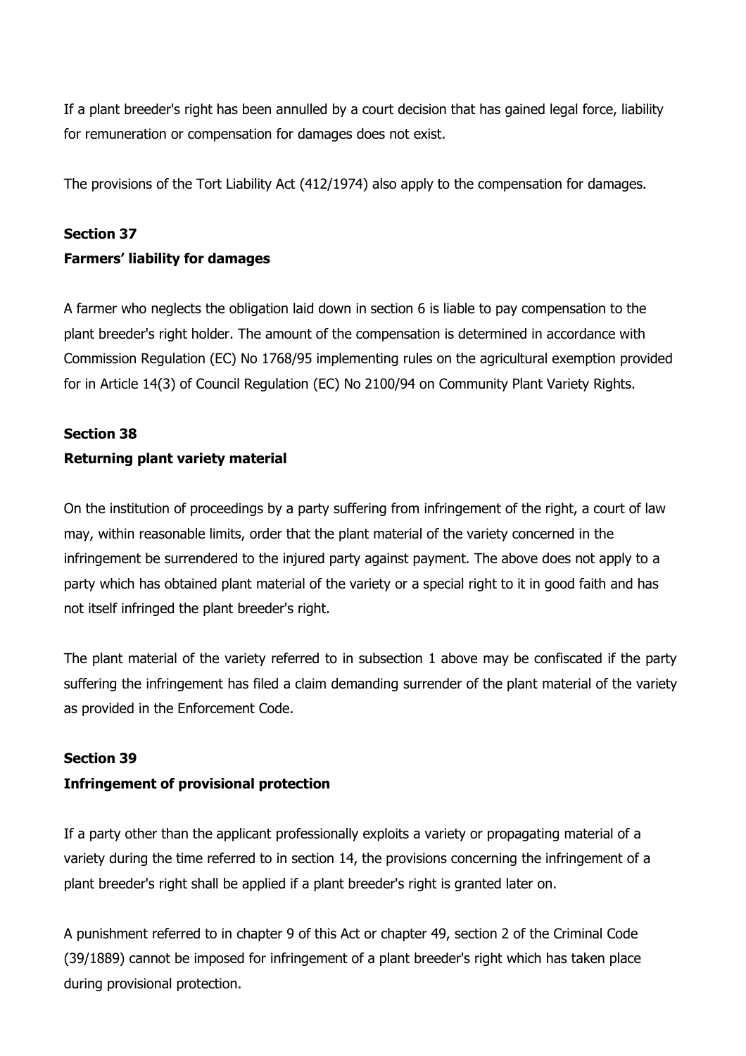If a plant breeder's right has been annulled by a court decision that has gained legal force, liability for remuneration or compensation for damages does not exist.

The provisions of the Tort Liability Act (412/1974) also apply to the compensation for damages.

### Section 37

### Farmers' liability for damages

A farmer who neglects the obligation laid down in section 6 is liable to pay compensation to the plant breeder's right holder. The amount of the compensation is determined in accordance with Commission Regulation (EC) No 1768/95 implementing rules on the agricultural exemption provided for in Article 14(3) of Council Regulation (EC) No 2100/94 on Community Plant Variety Rights.

### Section 38

### Returning plant variety material

On the institution of proceedings by a party suffering from infringement of the right, a court of law may, within reasonable limits, order that the plant material of the variety concerned in the infringement be surrendered to the injured party against payment. The above does not apply to a party which has obtained plant material of the variety or a special right to it in good faith and has not itself infringed the plant breeder's right.

The plant material of the variety referred to in subsection 1 above may be confiscated if the party suffering the infringement has filed a claim demanding surrender of the plant material of the variety as provided in the Enforcement Code.

### Section 39

### Infringement of provisional protection

If a party other than the applicant professionally exploits a variety or propagating material of a variety during the time referred to in section 14, the provisions concerning the infringement of a plant breeder's right shall be applied if a plant breeder's right is granted later on.

A punishment referred to in chapter 9 of this Act or chapter 49, section 2 of the Criminal Code (39/1889) cannot be imposed for infringement of a plant breeder's right which has taken place during provisional protection.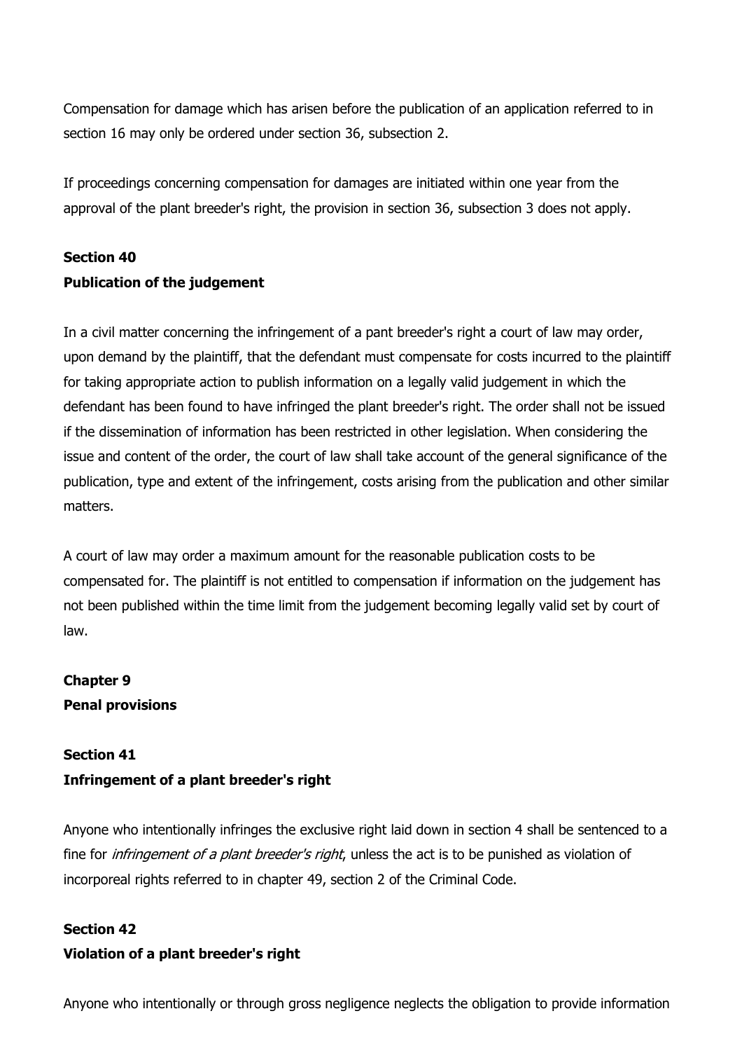Compensation for damage which has arisen before the publication of an application referred to in section 16 may only be ordered under section 36, subsection 2.

If proceedings concerning compensation for damages are initiated within one year from the approval of the plant breeder's right, the provision in section 36, subsection 3 does not apply.

### Section 40
### Publication of the judgement

In a civil matter concerning the infringement of a pant breeder's right a court of law may order, upon demand by the plaintiff, that the defendant must compensate for costs incurred to the plaintiff for taking appropriate action to publish information on a legally valid judgement in which the defendant has been found to have infringed the plant breeder's right. The order shall not be issued if the dissemination of information has been restricted in other legislation. When considering the issue and content of the order, the court of law shall take account of the general significance of the publication, type and extent of the infringement, costs arising from the publication and other similar matters.

A court of law may order a maximum amount for the reasonable publication costs to be compensated for. The plaintiff is not entitled to compensation if information on the judgement has not been published within the time limit from the judgement becoming legally valid set by court of law.

## Chapter 9
## Penal provisions

### Section 41
### Infringement of a plant breeder's right

Anyone who intentionally infringes the exclusive right laid down in section 4 shall be sentenced to a fine for *infringement of a plant breeder's right*, unless the act is to be punished as violation of incorporeal rights referred to in chapter 49, section 2 of the Criminal Code.

### Section 42
### Violation of a plant breeder's right

Anyone who intentionally or through gross negligence neglects the obligation to provide information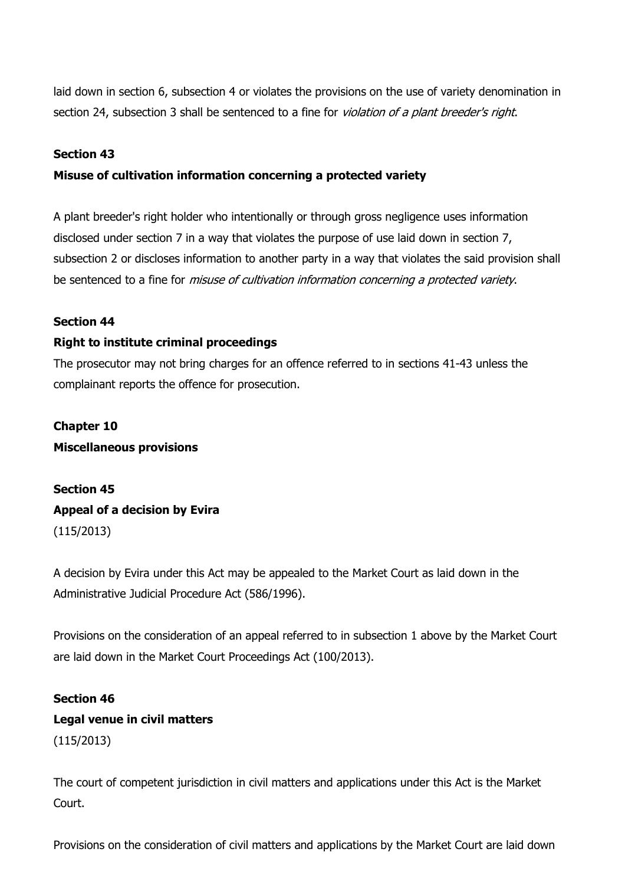laid down in section 6, subsection 4 or violates the provisions on the use of variety denomination in section 24, subsection 3 shall be sentenced to a fine for *violation of a plant breeder's right*.

**Section 43**

**Misuse of cultivation information concerning a protected variety**

A plant breeder's right holder who intentionally or through gross negligence uses information disclosed under section 7 in a way that violates the purpose of use laid down in section 7, subsection 2 or discloses information to another party in a way that violates the said provision shall be sentenced to a fine for *misuse of cultivation information concerning a protected variety*.

**Section 44**

**Right to institute criminal proceedings**

The prosecutor may not bring charges for an offence referred to in sections 41-43 unless the complainant reports the offence for prosecution.

**Chapter 10**

**Miscellaneous provisions**

**Section 45**

**Appeal of a decision by Evira**

(115/2013)

A decision by Evira under this Act may be appealed to the Market Court as laid down in the Administrative Judicial Procedure Act (586/1996).

Provisions on the consideration of an appeal referred to in subsection 1 above by the Market Court are laid down in the Market Court Proceedings Act (100/2013).

**Section 46**

**Legal venue in civil matters**

(115/2013)

The court of competent jurisdiction in civil matters and applications under this Act is the Market Court.

Provisions on the consideration of civil matters and applications by the Market Court are laid down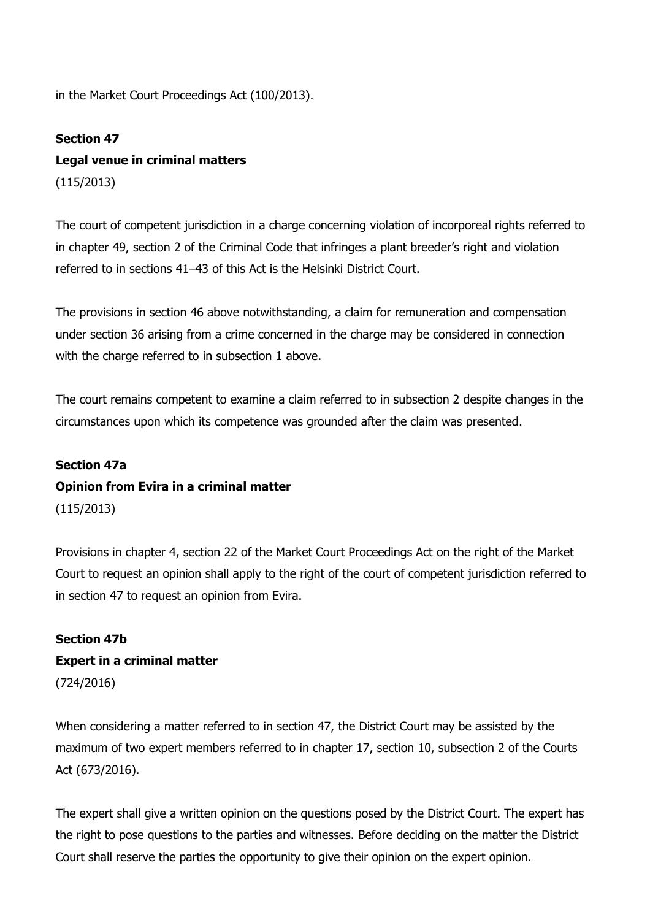in the Market Court Proceedings Act (100/2013).

**Section 47**

**Legal venue in criminal matters**

(115/2013)

The court of competent jurisdiction in a charge concerning violation of incorporeal rights referred to in chapter 49, section 2 of the Criminal Code that infringes a plant breeder's right and violation referred to in sections 41–43 of this Act is the Helsinki District Court.

The provisions in section 46 above notwithstanding, a claim for remuneration and compensation under section 36 arising from a crime concerned in the charge may be considered in connection with the charge referred to in subsection 1 above.

The court remains competent to examine a claim referred to in subsection 2 despite changes in the circumstances upon which its competence was grounded after the claim was presented.

**Section 47a**

**Opinion from Evira in a criminal matter**

(115/2013)

Provisions in chapter 4, section 22 of the Market Court Proceedings Act on the right of the Market Court to request an opinion shall apply to the right of the court of competent jurisdiction referred to in section 47 to request an opinion from Evira.

**Section 47b**

**Expert in a criminal matter**

(724/2016)

When considering a matter referred to in section 47, the District Court may be assisted by the maximum of two expert members referred to in chapter 17, section 10, subsection 2 of the Courts Act (673/2016).

The expert shall give a written opinion on the questions posed by the District Court. The expert has the right to pose questions to the parties and witnesses. Before deciding on the matter the District Court shall reserve the parties the opportunity to give their opinion on the expert opinion.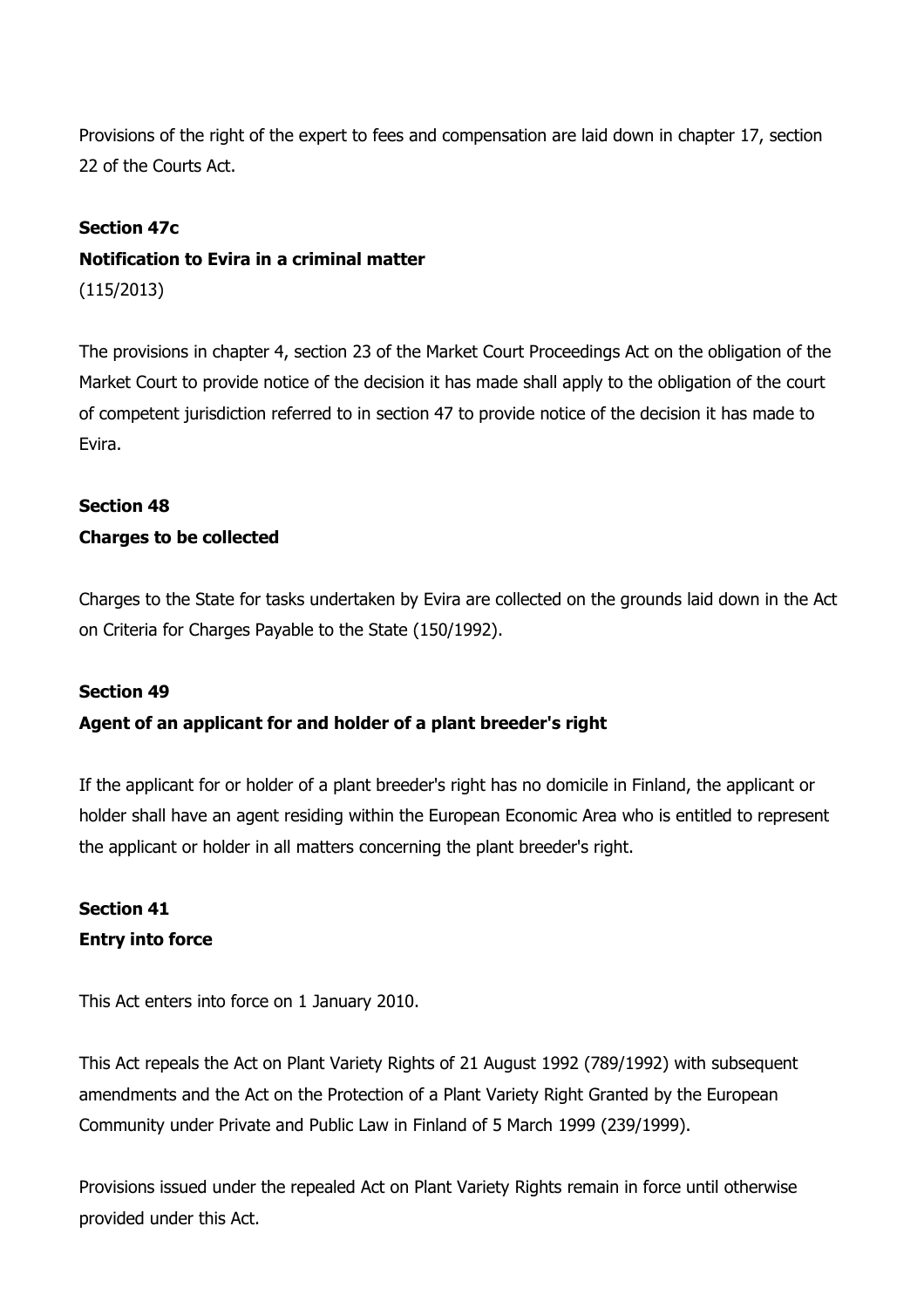Provisions of the right of the expert to fees and compensation are laid down in chapter 17, section 22 of the Courts Act.

**Section 47c**

**Notification to Evira in a criminal matter**

(115/2013)

The provisions in chapter 4, section 23 of the Market Court Proceedings Act on the obligation of the Market Court to provide notice of the decision it has made shall apply to the obligation of the court of competent jurisdiction referred to in section 47 to provide notice of the decision it has made to Evira.

**Section 48**

**Charges to be collected**

Charges to the State for tasks undertaken by Evira are collected on the grounds laid down in the Act on Criteria for Charges Payable to the State (150/1992).

**Section 49**

**Agent of an applicant for and holder of a plant breeder's right**

If the applicant for or holder of a plant breeder's right has no domicile in Finland, the applicant or holder shall have an agent residing within the European Economic Area who is entitled to represent the applicant or holder in all matters concerning the plant breeder's right.

**Section 41**

**Entry into force**

This Act enters into force on 1 January 2010.

This Act repeals the Act on Plant Variety Rights of 21 August 1992 (789/1992) with subsequent amendments and the Act on the Protection of a Plant Variety Right Granted by the European Community under Private and Public Law in Finland of 5 March 1999 (239/1999).

Provisions issued under the repealed Act on Plant Variety Rights remain in force until otherwise provided under this Act.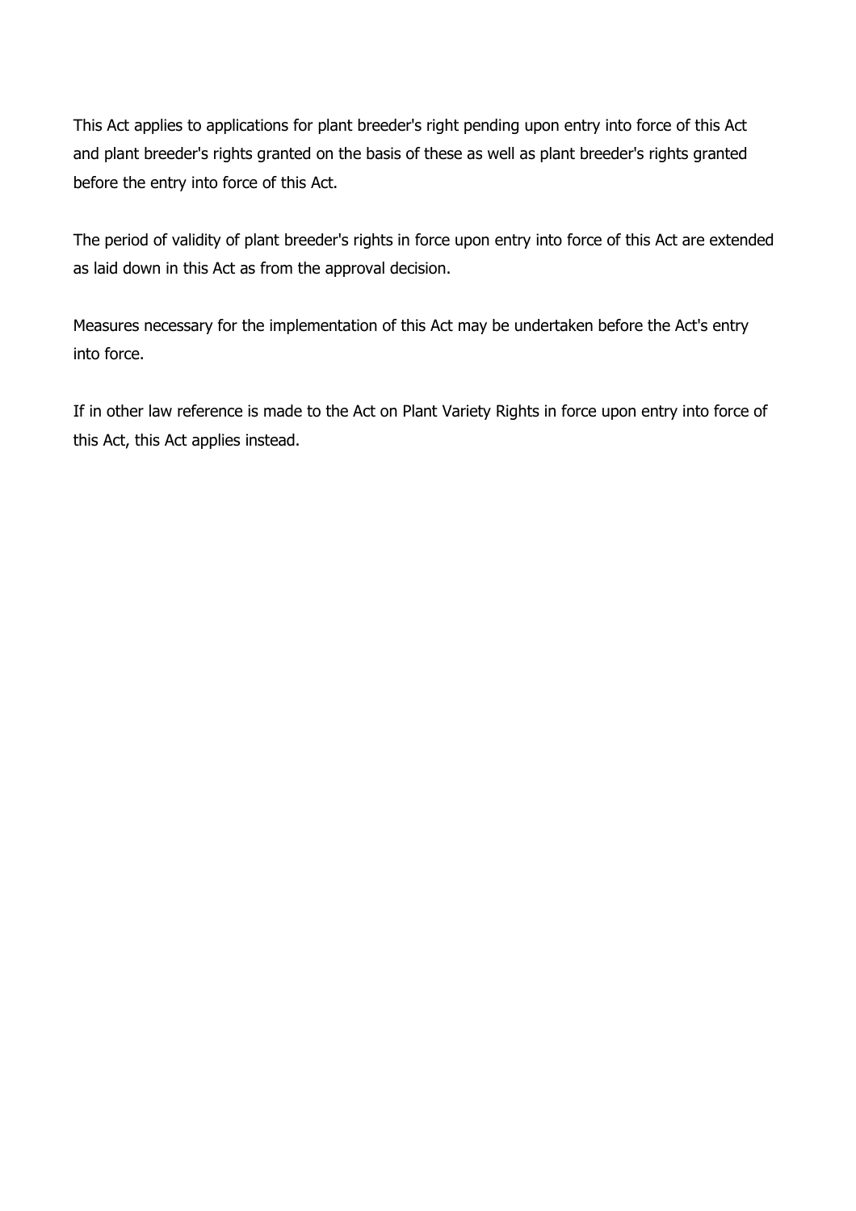This Act applies to applications for plant breeder's right pending upon entry into force of this Act and plant breeder's rights granted on the basis of these as well as plant breeder's rights granted before the entry into force of this Act.

The period of validity of plant breeder's rights in force upon entry into force of this Act are extended as laid down in this Act as from the approval decision.

Measures necessary for the implementation of this Act may be undertaken before the Act's entry into force.

If in other law reference is made to the Act on Plant Variety Rights in force upon entry into force of this Act, this Act applies instead.